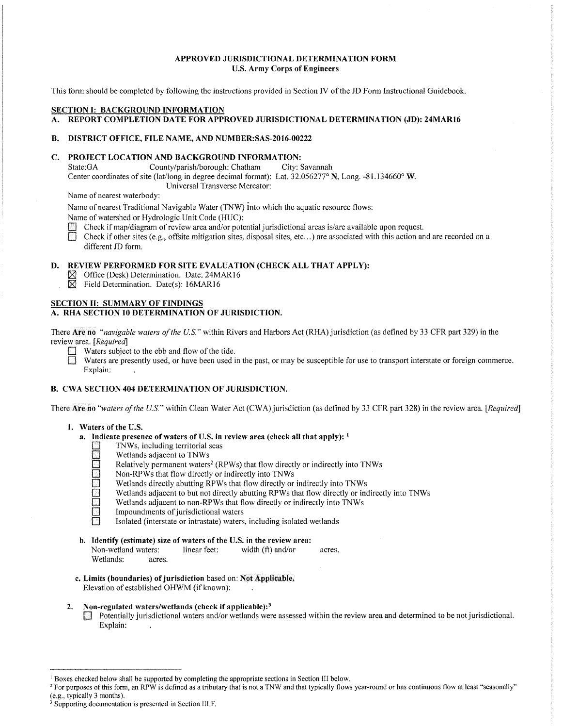**APPROVED JURISDICTIONAL DETERMINATION FORM**
**U.S. Army Corps of Engineers**

This form should be completed by following the instructions provided in Section IV of the JD Form Instructional Guidebook.

## SECTION I: BACKGROUND INFORMATION

**A. REPORT COMPLETION DATE FOR APPROVED JURISDICTIONAL DETERMINATION (JD): 24MAR16**

**B. DISTRICT OFFICE, FILE NAME, AND NUMBER:SAS-2016-00222**

**C. PROJECT LOCATION AND BACKGROUND INFORMATION:**

State:GA County/parish/borough: Chatham City: Savannah

Center coordinates of site (lat/long in degree decimal format): Lat. 32.056277° N, Long. -81.134660° W.

Universal Transverse Mercator:

Name of nearest waterbody:

Name of nearest Traditional Navigable Water (TNW) into which the aquatic resource flows:

Name of watershed or Hydrologic Unit Code (HUC):

☐ Check if map/diagram of review area and/or potential jurisdictional areas is/are available upon request.

☐ Check if other sites (e.g., offsite mitigation sites, disposal sites, etc...) are associated with this action and are recorded on a different JD form.

**D. REVIEW PERFORMED FOR SITE EVALUATION (CHECK ALL THAT APPLY):**

☒ Office (Desk) Determination. Date: 24MAR16

☒ Field Determination. Date(s): 16MAR16

## SECTION II: SUMMARY OF FINDINGS

**A. RHA SECTION 10 DETERMINATION OF JURISDICTION.**

There **Are no** *"navigable waters of the U.S."* within Rivers and Harbors Act (RHA) jurisdiction (as defined by 33 CFR part 329) in the review area. *[Required]*

☐ Waters subject to the ebb and flow of the tide.

☐ Waters are presently used, or have been used in the past, or may be susceptible for use to transport interstate or foreign commerce. Explain: .

**B. CWA SECTION 404 DETERMINATION OF JURISDICTION.**

There **Are no** *"waters of the U.S."* within Clean Water Act (CWA) jurisdiction (as defined by 33 CFR part 328) in the review area. *[Required]*

**1. Waters of the U.S.**

**a. Indicate presence of waters of U.S. in review area (check all that apply):** [1]

☐ TNWs, including territorial seas

☐ Wetlands adjacent to TNWs

☐ Relatively permanent waters[2] (RPWs) that flow directly or indirectly into TNWs

☐ Non-RPWs that flow directly or indirectly into TNWs

☐ Wetlands directly abutting RPWs that flow directly or indirectly into TNWs

☐ Wetlands adjacent to but not directly abutting RPWs that flow directly or indirectly into TNWs

☐ Wetlands adjacent to non-RPWs that flow directly or indirectly into TNWs

☐ Impoundments of jurisdictional waters

☐ Isolated (interstate or intrastate) waters, including isolated wetlands

**b. Identify (estimate) size of waters of the U.S. in the review area:**

Non-wetland waters: linear feet: width (ft) and/or acres.

Wetlands: acres.

**c. Limits (boundaries) of jurisdiction** based on: **Not Applicable.**

Elevation of established OHWM (if known): .

**2. Non-regulated waters/wetlands (check if applicable):**[3]

☐ Potentially jurisdictional waters and/or wetlands were assessed within the review area and determined to be not jurisdictional. Explain: .

---

[1] Boxes checked below shall be supported by completing the appropriate sections in Section III below.

[2] For purposes of this form, an RPW is defined as a tributary that is not a TNW and that typically flows year-round or has continuous flow at least "seasonally" (e.g., typically 3 months).

[3] Supporting documentation is presented in Section III.F.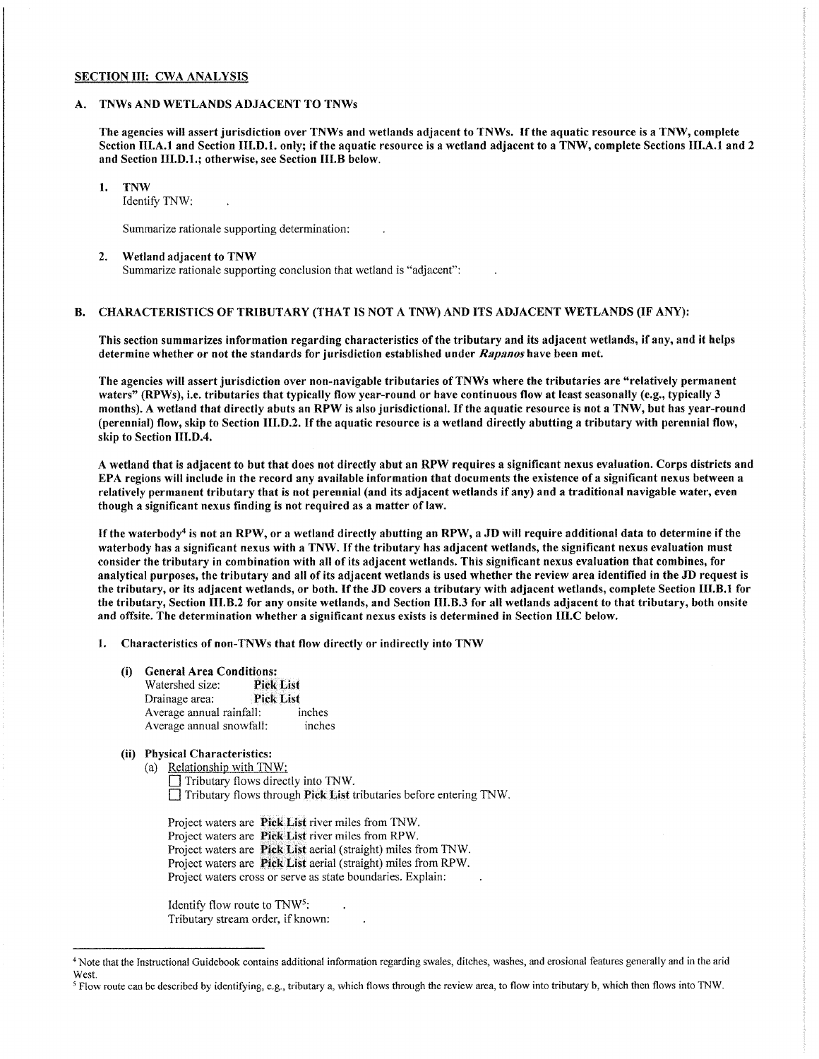## SECTION III: CWA ANALYSIS

### A. TNWs AND WETLANDS ADJACENT TO TNWs

**The agencies will assert jurisdiction over TNWs and wetlands adjacent to TNWs. If the aquatic resource is a TNW, complete Section III.A.1 and Section III.D.1. only; if the aquatic resource is a wetland adjacent to a TNW, complete Sections III.A.1 and 2 and Section III.D.1.; otherwise, see Section III.B below.**

1. **TNW**
   Identify TNW: .

   Summarize rationale supporting determination: .

2. **Wetland adjacent to TNW**
   Summarize rationale supporting conclusion that wetland is "adjacent": .

### B. CHARACTERISTICS OF TRIBUTARY (THAT IS NOT A TNW) AND ITS ADJACENT WETLANDS (IF ANY):

**This section summarizes information regarding characteristics of the tributary and its adjacent wetlands, if any, and it helps determine whether or not the standards for jurisdiction established under *Rapanos* have been met.**

**The agencies will assert jurisdiction over non-navigable tributaries of TNWs where the tributaries are "relatively permanent waters" (RPWs), i.e. tributaries that typically flow year-round or have continuous flow at least seasonally (e.g., typically 3 months). A wetland that directly abuts an RPW is also jurisdictional. If the aquatic resource is not a TNW, but has year-round (perennial) flow, skip to Section III.D.2. If the aquatic resource is a wetland directly abutting a tributary with perennial flow, skip to Section III.D.4.**

**A wetland that is adjacent to but that does not directly abut an RPW requires a significant nexus evaluation. Corps districts and EPA regions will include in the record any available information that documents the existence of a significant nexus between a relatively permanent tributary that is not perennial (and its adjacent wetlands if any) and a traditional navigable water, even though a significant nexus finding is not required as a matter of law.**

**If the waterbody[4] is not an RPW, or a wetland directly abutting an RPW, a JD will require additional data to determine if the waterbody has a significant nexus with a TNW. If the tributary has adjacent wetlands, the significant nexus evaluation must consider the tributary in combination with all of its adjacent wetlands. This significant nexus evaluation that combines, for analytical purposes, the tributary and all of its adjacent wetlands is used whether the review area identified in the JD request is the tributary, or its adjacent wetlands, or both. If the JD covers a tributary with adjacent wetlands, complete Section III.B.1 for the tributary, Section III.B.2 for any onsite wetlands, and Section III.B.3 for all wetlands adjacent to that tributary, both onsite and offsite. The determination whether a significant nexus exists is determined in Section III.C below.**

1. **Characteristics of non-TNWs that flow directly or indirectly into TNW**

   **(i) General Area Conditions:**
   Watershed size: **Pick List**
   Drainage area: **Pick List**
   Average annual rainfall: inches
   Average annual snowfall: inches

   **(ii) Physical Characteristics:**
   (a) Relationship with TNW:
   ☐ Tributary flows directly into TNW.
   ☐ Tributary flows through **Pick List** tributaries before entering TNW.

   Project waters are **Pick List** river miles from TNW.
   Project waters are **Pick List** river miles from RPW.
   Project waters are **Pick List** aerial (straight) miles from TNW.
   Project waters are **Pick List** aerial (straight) miles from RPW.
   Project waters cross or serve as state boundaries. Explain: .

   Identify flow route to TNW[5]: .
   Tributary stream order, if known: .

---

[4] Note that the Instructional Guidebook contains additional information regarding swales, ditches, washes, and erosional features generally and in the arid West.

[5] Flow route can be described by identifying, e.g., tributary a, which flows through the review area, to flow into tributary b, which then flows into TNW.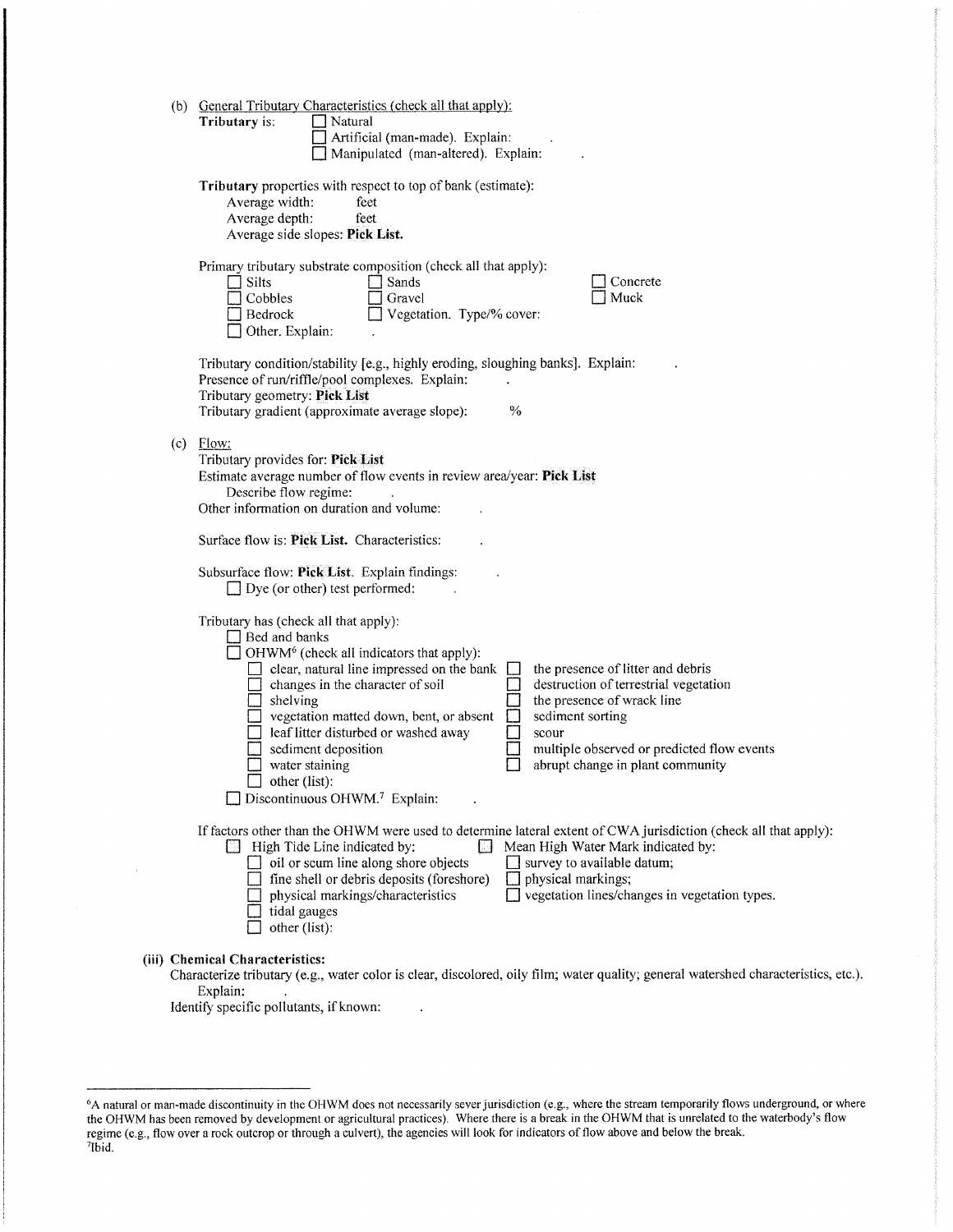(b) General Tributary Characteristics (check all that apply):

**Tributary** is: ☐ Natural
☐ Artificial (man-made). Explain: .
☐ Manipulated (man-altered). Explain: .

**Tributary** properties with respect to top of bank (estimate):
Average width: feet
Average depth: feet
Average side slopes: **Pick List.**

Primary tributary substrate composition (check all that apply):

| | | |
|---|---|---|
| ☐ Silts | ☐ Sands | ☐ Concrete |
| ☐ Cobbles | ☐ Gravel | ☐ Muck |
| ☐ Bedrock | ☐ Vegetation. Type/% cover: | |
| ☐ Other. Explain: . | | |

Tributary condition/stability [e.g., highly eroding, sloughing banks]. Explain: .
Presence of run/riffle/pool complexes. Explain: .
Tributary geometry: **Pick List**
Tributary gradient (approximate average slope): %

(c) Flow:

Tributary provides for: **Pick List**
Estimate average number of flow events in review area/year: **Pick List**
Describe flow regime: .
Other information on duration and volume: .

Surface flow is: **Pick List.** Characteristics: .

Subsurface flow: **Pick List**. Explain findings: .
☐ Dye (or other) test performed: .

Tributary has (check all that apply):
☐ Bed and banks
☐ OHWM[6] (check all indicators that apply):

| | |
|---|---|
| ☐ clear, natural line impressed on the bank | ☐ the presence of litter and debris |
| ☐ changes in the character of soil | ☐ destruction of terrestrial vegetation |
| ☐ shelving | ☐ the presence of wrack line |
| ☐ vegetation matted down, bent, or absent | ☐ sediment sorting |
| ☐ leaf litter disturbed or washed away | ☐ scour |
| ☐ sediment deposition | ☐ multiple observed or predicted flow events |
| ☐ water staining | ☐ abrupt change in plant community |
| ☐ other (list): | |

☐ Discontinuous OHWM.[7] Explain: .

If factors other than the OHWM were used to determine lateral extent of CWA jurisdiction (check all that apply):

| | |
|---|---|
| ☐ High Tide Line indicated by: | ☐ Mean High Water Mark indicated by: |
| ☐ oil or scum line along shore objects | ☐ survey to available datum; |
| ☐ fine shell or debris deposits (foreshore) | ☐ physical markings; |
| ☐ physical markings/characteristics | ☐ vegetation lines/changes in vegetation types. |
| ☐ tidal gauges | |
| ☐ other (list): | |

**(iii) Chemical Characteristics:**

Characterize tributary (e.g., water color is clear, discolored, oily film; water quality; general watershed characteristics, etc.).
Explain: .
Identify specific pollutants, if known: .

---

[6]A natural or man-made discontinuity in the OHWM does not necessarily sever jurisdiction (e.g., where the stream temporarily flows underground, or where the OHWM has been removed by development or agricultural practices). Where there is a break in the OHWM that is unrelated to the waterbody's flow regime (e.g., flow over a rock outcrop or through a culvert), the agencies will look for indicators of flow above and below the break.
[7]Ibid.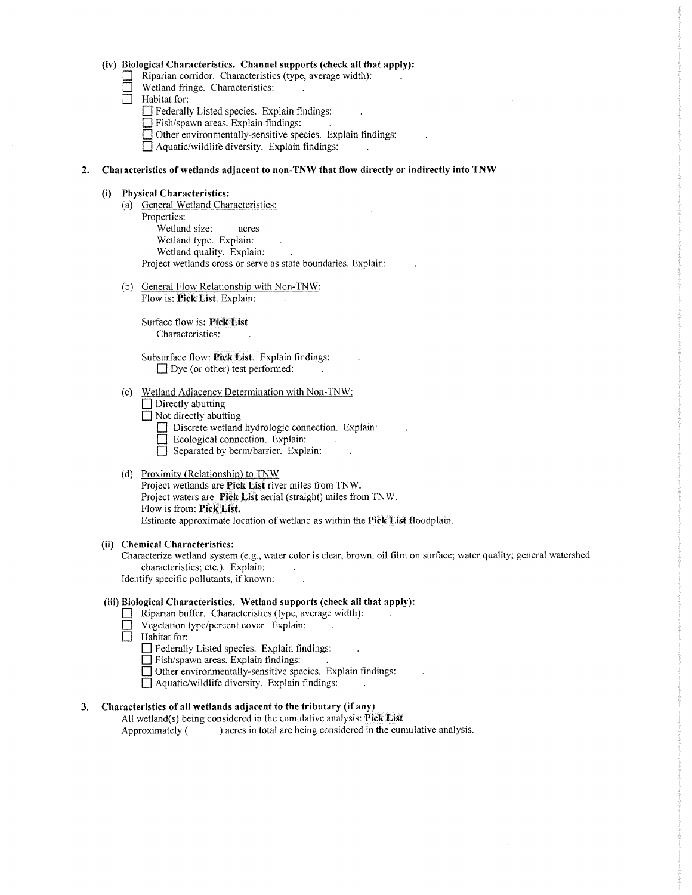**(iv) Biological Characteristics. Channel supports (check all that apply):**

- ☐ Riparian corridor. Characteristics (type, average width): .
- ☐ Wetland fringe. Characteristics: .
- ☐ Habitat for:
  - ☐ Federally Listed species. Explain findings: .
  - ☐ Fish/spawn areas. Explain findings: .
  - ☐ Other environmentally-sensitive species. Explain findings: .
  - ☐ Aquatic/wildlife diversity. Explain findings: .

**2. Characteristics of wetlands adjacent to non-TNW that flow directly or indirectly into TNW**

**(i) Physical Characteristics:**

(a) General Wetland Characteristics:

Properties:

Wetland size: acres

Wetland type. Explain: .

Wetland quality. Explain: .

Project wetlands cross or serve as state boundaries. Explain: .

(b) General Flow Relationship with Non-TNW:

Flow is: **Pick List**. Explain: .

Surface flow is: **Pick List**

Characteristics: .

Subsurface flow: **Pick List**. Explain findings: .

☐ Dye (or other) test performed: .

(c) Wetland Adjacency Determination with Non-TNW:

- ☐ Directly abutting
- ☐ Not directly abutting
  - ☐ Discrete wetland hydrologic connection. Explain: .
  - ☐ Ecological connection. Explain: .
  - ☐ Separated by berm/barrier. Explain: .

(d) Proximity (Relationship) to TNW

Project wetlands are **Pick List** river miles from TNW.

Project waters are **Pick List** aerial (straight) miles from TNW.

Flow is from: **Pick List.**

Estimate approximate location of wetland as within the **Pick List** floodplain.

**(ii) Chemical Characteristics:**

Characterize wetland system (e.g., water color is clear, brown, oil film on surface; water quality; general watershed characteristics; etc.). Explain: .

Identify specific pollutants, if known: .

**(iii) Biological Characteristics. Wetland supports (check all that apply):**

- ☐ Riparian buffer. Characteristics (type, average width): .
- ☐ Vegetation type/percent cover. Explain: .
- ☐ Habitat for:
  - ☐ Federally Listed species. Explain findings: .
  - ☐ Fish/spawn areas. Explain findings: .
  - ☐ Other environmentally-sensitive species. Explain findings: .
  - ☐ Aquatic/wildlife diversity. Explain findings: .

**3. Characteristics of all wetlands adjacent to the tributary (if any)**

All wetland(s) being considered in the cumulative analysis: **Pick List**

Approximately (   ) acres in total are being considered in the cumulative analysis.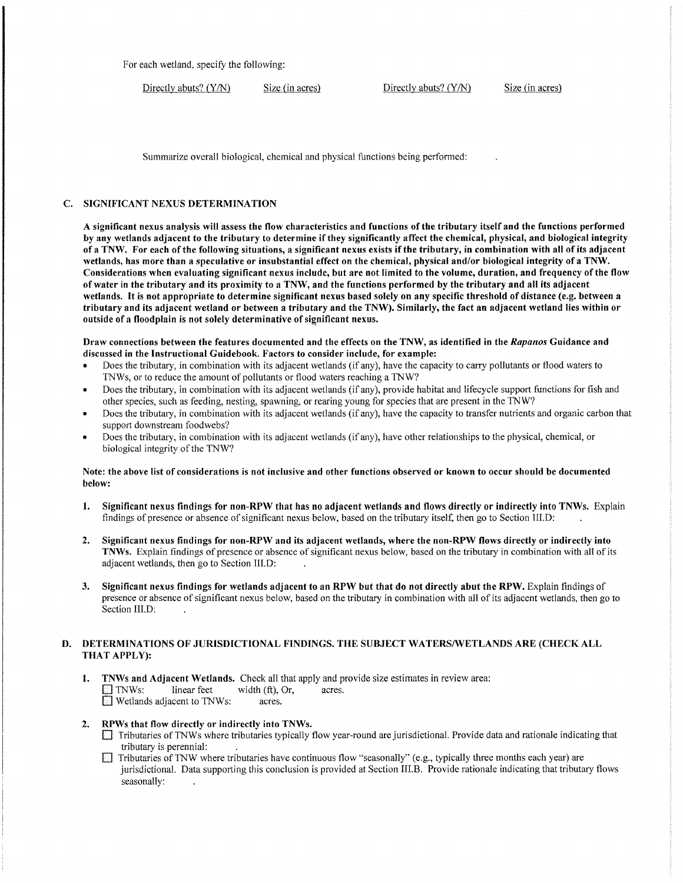For each wetland, specify the following:

| Directly abuts? (Y/N) | Size (in acres) | Directly abuts? (Y/N) | Size (in acres) |
| --- | --- | --- | --- |

Summarize overall biological, chemical and physical functions being performed: .

### C. SIGNIFICANT NEXUS DETERMINATION

**A significant nexus analysis will assess the flow characteristics and functions of the tributary itself and the functions performed by any wetlands adjacent to the tributary to determine if they significantly affect the chemical, physical, and biological integrity of a TNW. For each of the following situations, a significant nexus exists if the tributary, in combination with all of its adjacent wetlands, has more than a speculative or insubstantial effect on the chemical, physical and/or biological integrity of a TNW. Considerations when evaluating significant nexus include, but are not limited to the volume, duration, and frequency of the flow of water in the tributary and its proximity to a TNW, and the functions performed by the tributary and all its adjacent wetlands. It is not appropriate to determine significant nexus based solely on any specific threshold of distance (e.g. between a tributary and its adjacent wetland or between a tributary and the TNW). Similarly, the fact an adjacent wetland lies within or outside of a floodplain is not solely determinative of significant nexus.**

**Draw connections between the features documented and the effects on the TNW, as identified in the *Rapanos* Guidance and discussed in the Instructional Guidebook. Factors to consider include, for example:**

- Does the tributary, in combination with its adjacent wetlands (if any), have the capacity to carry pollutants or flood waters to TNWs, or to reduce the amount of pollutants or flood waters reaching a TNW?
- Does the tributary, in combination with its adjacent wetlands (if any), provide habitat and lifecycle support functions for fish and other species, such as feeding, nesting, spawning, or rearing young for species that are present in the TNW?
- Does the tributary, in combination with its adjacent wetlands (if any), have the capacity to transfer nutrients and organic carbon that support downstream foodwebs?
- Does the tributary, in combination with its adjacent wetlands (if any), have other relationships to the physical, chemical, or biological integrity of the TNW?

**Note: the above list of considerations is not inclusive and other functions observed or known to occur should be documented below:**

1. **Significant nexus findings for non-RPW that has no adjacent wetlands and flows directly or indirectly into TNWs.** Explain findings of presence or absence of significant nexus below, based on the tributary itself, then go to Section III.D: .

2. **Significant nexus findings for non-RPW and its adjacent wetlands, where the non-RPW flows directly or indirectly into TNWs.** Explain findings of presence or absence of significant nexus below, based on the tributary in combination with all of its adjacent wetlands, then go to Section III.D: .

3. **Significant nexus findings for wetlands adjacent to an RPW but that do not directly abut the RPW.** Explain findings of presence or absence of significant nexus below, based on the tributary in combination with all of its adjacent wetlands, then go to Section III.D: .

### D. DETERMINATIONS OF JURISDICTIONAL FINDINGS. THE SUBJECT WATERS/WETLANDS ARE (CHECK ALL THAT APPLY):

1. **TNWs and Adjacent Wetlands.** Check all that apply and provide size estimates in review area:
   - ☐ TNWs: linear feet width (ft), Or, acres.
   - ☐ Wetlands adjacent to TNWs: acres.

2. **RPWs that flow directly or indirectly into TNWs.**
   - ☐ Tributaries of TNWs where tributaries typically flow year-round are jurisdictional. Provide data and rationale indicating that tributary is perennial: .
   - ☐ Tributaries of TNW where tributaries have continuous flow "seasonally" (e.g., typically three months each year) are jurisdictional. Data supporting this conclusion is provided at Section III.B. Provide rationale indicating that tributary flows seasonally: .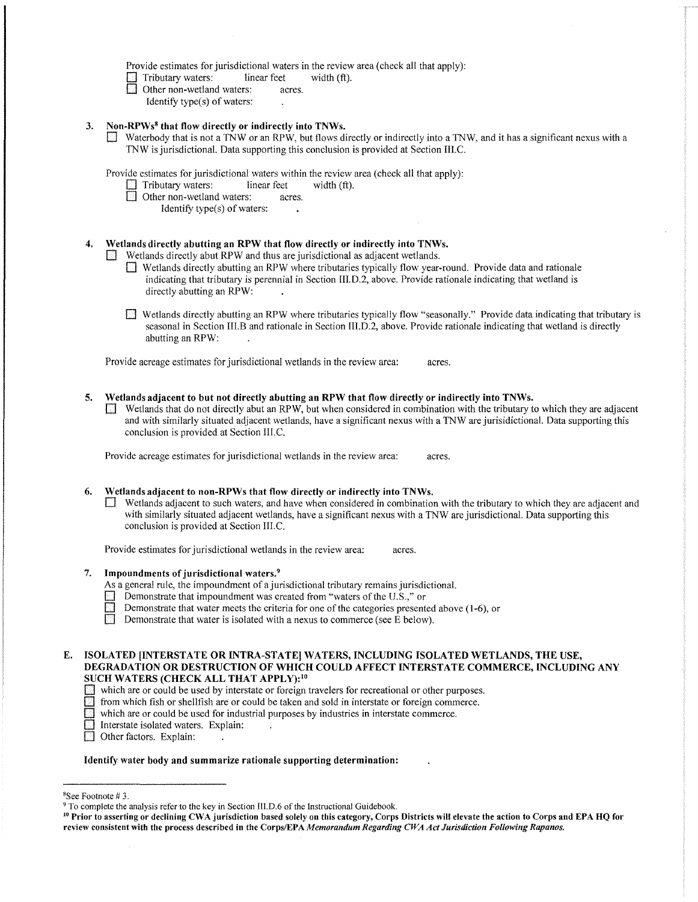Provide estimates for jurisdictional waters in the review area (check all that apply):

- ☐ Tributary waters: linear feet width (ft).
- ☐ Other non-wetland waters: acres.
  Identify type(s) of waters: .

**3. Non-RPWs[8] that flow directly or indirectly into TNWs.**

☐ Waterbody that is not a TNW or an RPW, but flows directly or indirectly into a TNW, and it has a significant nexus with a TNW is jurisdictional. Data supporting this conclusion is provided at Section III.C.

Provide estimates for jurisdictional waters within the review area (check all that apply):

- ☐ Tributary waters: linear feet width (ft).
- ☐ Other non-wetland waters: acres.
  Identify type(s) of waters: .

**4. Wetlands directly abutting an RPW that flow directly or indirectly into TNWs.**

☐ Wetlands directly abut RPW and thus are jurisdictional as adjacent wetlands.

- ☐ Wetlands directly abutting an RPW where tributaries typically flow year-round. Provide data and rationale indicating that tributary is perennial in Section III.D.2, above. Provide rationale indicating that wetland is directly abutting an RPW: .

- ☐ Wetlands directly abutting an RPW where tributaries typically flow "seasonally." Provide data indicating that tributary is seasonal in Section III.B and rationale in Section III.D.2, above. Provide rationale indicating that wetland is directly abutting an RPW: .

Provide acreage estimates for jurisdictional wetlands in the review area: acres.

**5. Wetlands adjacent to but not directly abutting an RPW that flow directly or indirectly into TNWs.**

☐ Wetlands that do not directly abut an RPW, but when considered in combination with the tributary to which they are adjacent and with similarly situated adjacent wetlands, have a significant nexus with a TNW are jurisidictional. Data supporting this conclusion is provided at Section III.C.

Provide acreage estimates for jurisdictional wetlands in the review area: acres.

**6. Wetlands adjacent to non-RPWs that flow directly or indirectly into TNWs.**

☐ Wetlands adjacent to such waters, and have when considered in combination with the tributary to which they are adjacent and with similarly situated adjacent wetlands, have a significant nexus with a TNW are jurisdictional. Data supporting this conclusion is provided at Section III.C.

Provide estimates for jurisdictional wetlands in the review area: acres.

**7. Impoundments of jurisdictional waters.[9]**

As a general rule, the impoundment of a jurisdictional tributary remains jurisdictional.

- ☐ Demonstrate that impoundment was created from "waters of the U.S.," or
- ☐ Demonstrate that water meets the criteria for one of the categories presented above (1-6), or
- ☐ Demonstrate that water is isolated with a nexus to commerce (see E below).

**E. ISOLATED [INTERSTATE OR INTRA-STATE] WATERS, INCLUDING ISOLATED WETLANDS, THE USE, DEGRADATION OR DESTRUCTION OF WHICH COULD AFFECT INTERSTATE COMMERCE, INCLUDING ANY SUCH WATERS (CHECK ALL THAT APPLY):[10]**

- ☐ which are or could be used by interstate or foreign travelers for recreational or other purposes.
- ☐ from which fish or shellfish are or could be taken and sold in interstate or foreign commerce.
- ☐ which are or could be used for industrial purposes by industries in interstate commerce.
- ☐ Interstate isolated waters. Explain: .
- ☐ Other factors. Explain: .

**Identify water body and summarize rationale supporting determination:** .

---

[8] See Footnote # 3.

[9] To complete the analysis refer to the key in Section III.D.6 of the Instructional Guidebook.

[10] **Prior to asserting or declining CWA jurisdiction based solely on this category, Corps Districts will elevate the action to Corps and EPA HQ for review consistent with the process described in the Corps/EPA *Memorandum Regarding CWA Act Jurisdiction Following Rapanos.***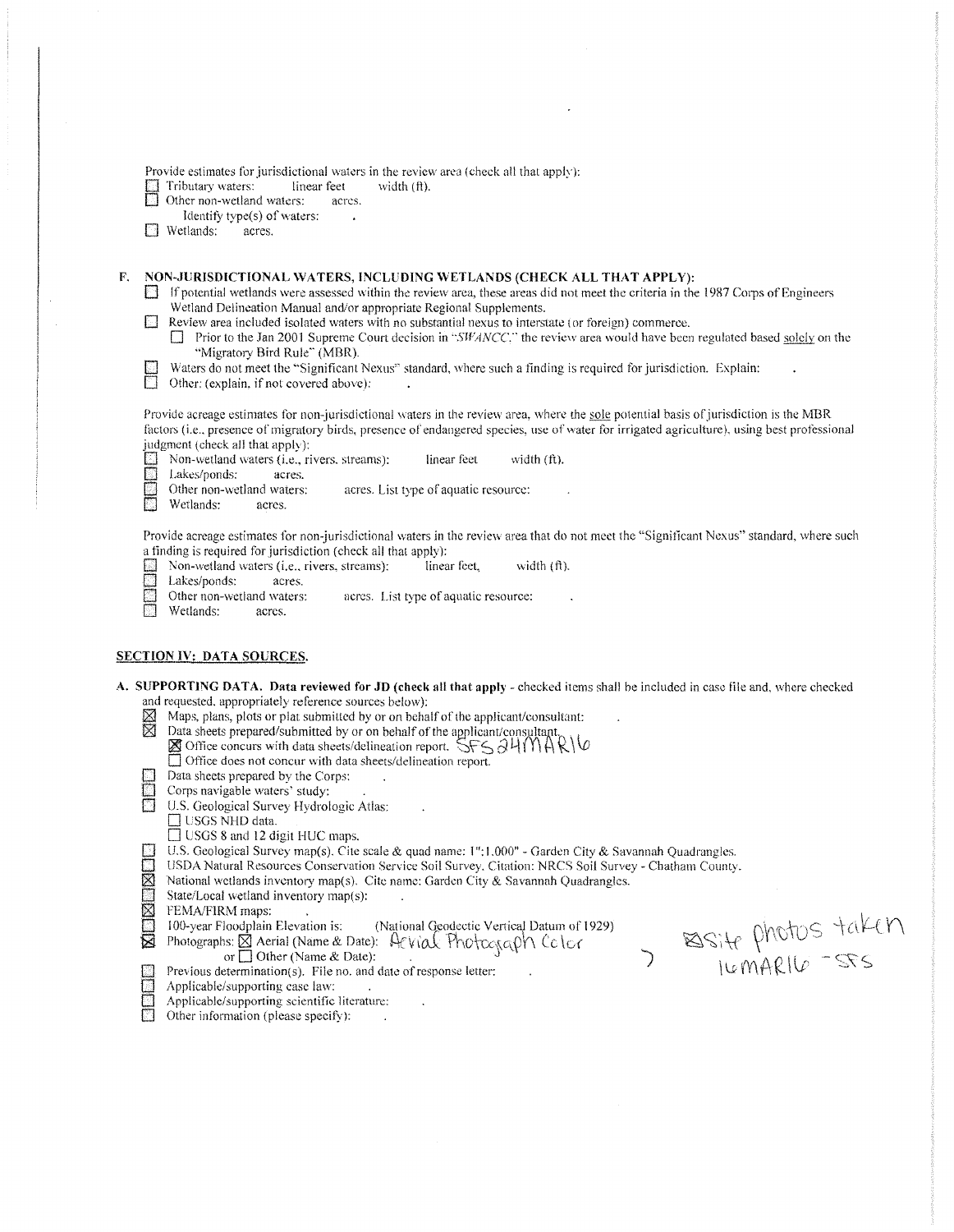Provide estimates for jurisdictional waters in the review area (check all that apply):

- ☐ Tributary waters: linear feet width (ft).
- ☐ Other non-wetland waters: acres.
  Identify type(s) of waters: .
- ☐ Wetlands: acres.

**F. NON-JURISDICTIONAL WATERS, INCLUDING WETLANDS (CHECK ALL THAT APPLY):**

- ☐ If potential wetlands were assessed within the review area, these areas did not meet the criteria in the 1987 Corps of Engineers Wetland Delineation Manual and/or appropriate Regional Supplements.
- ☐ Review area included isolated waters with no substantial nexus to interstate (or foreign) commerce.
  - ☐ Prior to the Jan 2001 Supreme Court decision in "*SWANCC*," the review area would have been regulated based solely on the "Migratory Bird Rule" (MBR).
- ☐ Waters do not meet the "Significant Nexus" standard, where such a finding is required for jurisdiction. Explain: .
- ☐ Other: (explain, if not covered above): .

Provide acreage estimates for non-jurisdictional waters in the review area, where the sole potential basis of jurisdiction is the MBR factors (i.e., presence of migratory birds, presence of endangered species, use of water for irrigated agriculture), using best professional judgment (check all that apply):

- ☐ Non-wetland waters (i.e., rivers, streams): linear feet width (ft).
- ☐ Lakes/ponds: acres.
- ☐ Other non-wetland waters: acres. List type of aquatic resource: .
- ☐ Wetlands: acres.

Provide acreage estimates for non-jurisdictional waters in the review area that do not meet the "Significant Nexus" standard, where such a finding is required for jurisdiction (check all that apply):

- ☐ Non-wetland waters (i.e., rivers, streams): linear feet, width (ft).
- ☐ Lakes/ponds: acres.
- ☐ Other non-wetland waters: acres. List type of aquatic resource: .
- ☐ Wetlands: acres.

## SECTION IV: DATA SOURCES.

**A. SUPPORTING DATA. Data reviewed for JD (check all that apply** - checked items shall be included in case file and, where checked and requested, appropriately reference sources below):

- ☒ Maps, plans, plots or plat submitted by or on behalf of the applicant/consultant: .
- ☒ Data sheets prepared/submitted by or on behalf of the applicant/consultant.
  - ☒ Office concurs with data sheets/delineation report. SFS 24MAR16
  - ☐ Office does not concur with data sheets/delineation report.
- ☐ Data sheets prepared by the Corps: .
- ☐ Corps navigable waters' study: .
- ☐ U.S. Geological Survey Hydrologic Atlas: .
  - ☐ USGS NHD data.
  - ☐ USGS 8 and 12 digit HUC maps.
- ☐ U.S. Geological Survey map(s). Cite scale & quad name: 1":1,000" - Garden City & Savannah Quadrangles.
- ☐ USDA Natural Resources Conservation Service Soil Survey. Citation: NRCS Soil Survey - Chatham County.
- ☒ National wetlands inventory map(s). Cite name: Garden City & Savannah Quadrangles.
- ☐ State/Local wetland inventory map(s): .
- ☒ FEMA/FIRM maps: .
- ☐ 100-year Floodplain Elevation is: (National Geodectic Vertical Datum of 1929)
- ☒ Photographs: ☒ Aerial (Name & Date): Aerial Photograph Color
  or ☐ Other (Name & Date): . ☒ Site photos taken 16MAR16 - SFS
- ☐ Previous determination(s). File no. and date of response letter: .
- ☐ Applicable/supporting case law: .
- ☐ Applicable/supporting scientific literature: .
- ☐ Other information (please specify): .